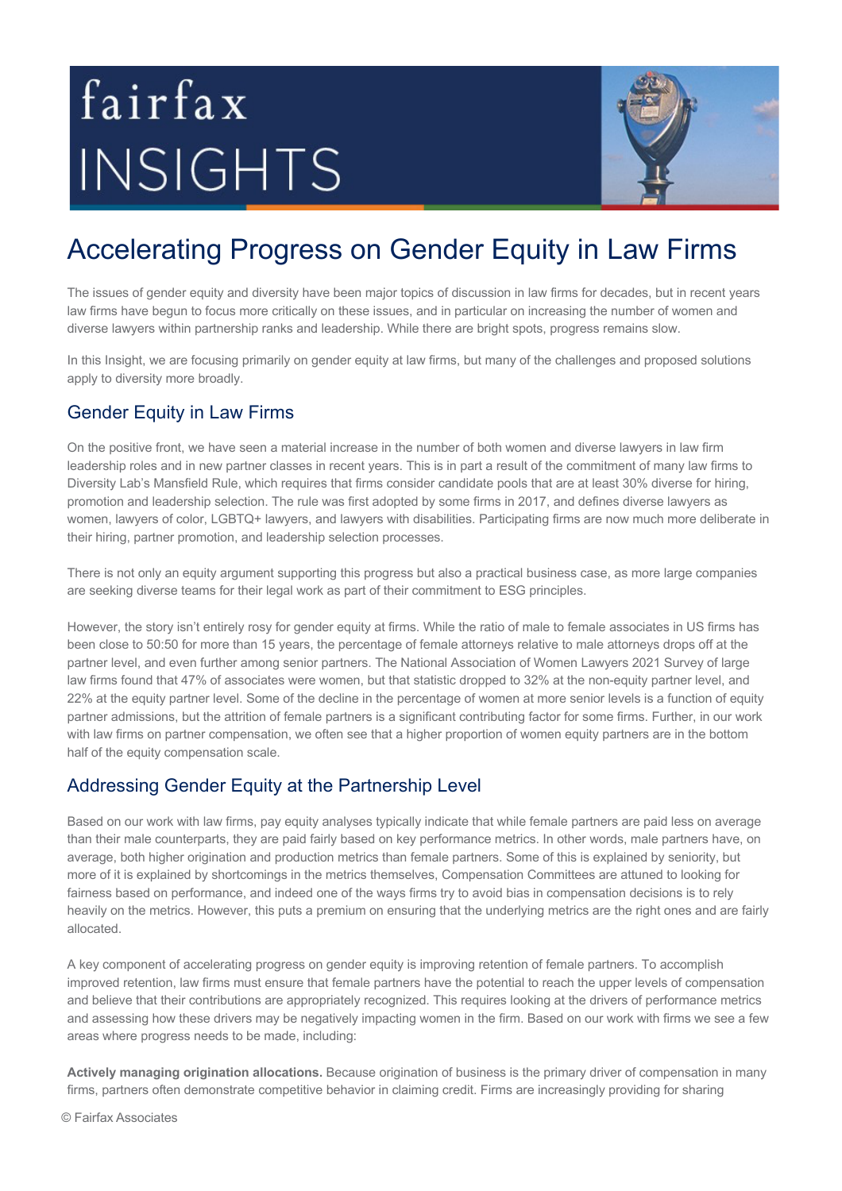fairfax INSIGHTS

# Accelerating Progress on Gender Equity in Law Firms

The issues of gender equity and diversity have been major topics of discussion in law firms for decades, but in recent years law firms have begun to focus more critically on these issues, and in particular on increasing the number of women and diverse lawyers within partnership ranks and leadership. While there are bright spots, progress remains slow.

In this Insight, we are focusing primarily on gender equity at law firms, but many of the challenges and proposed solutions apply to diversity more broadly.

## Gender Equity in Law Firms

On the positive front, we have seen a material increase in the number of both women and diverse lawyers in law firm leadership roles and in new partner classes in recent years. This is in part a result of the commitment of many law firms to Diversity Lab's Mansfield Rule, which requires that firms consider candidate pools that are at least 30% diverse for hiring, promotion and leadership selection. The rule was first adopted by some firms in 2017, and defines diverse lawyers as women, lawyers of color, LGBTQ+ lawyers, and lawyers with disabilities. Participating firms are now much more deliberate in their hiring, partner promotion, and leadership selection processes.

There is not only an equity argument supporting this progress but also a practical business case, as more large companies are seeking diverse teams for their legal work as part of their commitment to ESG principles.

However, the story isn't entirely rosy for gender equity at firms. While the ratio of male to female associates in US firms has been close to 50:50 for more than 15 years, the percentage of female attorneys relative to male attorneys drops off at the partner level, and even further among senior partners. The National Association of Women Lawyers 2021 Survey of large law firms found that 47% of associates were women, but that statistic dropped to 32% at the non-equity partner level, and 22% at the equity partner level. Some of the decline in the percentage of women at more senior levels is a function of equity partner admissions, but the attrition of female partners is a significant contributing factor for some firms. Further, in our work with law firms on partner compensation, we often see that a higher proportion of women equity partners are in the bottom half of the equity compensation scale.

## Addressing Gender Equity at the Partnership Level

Based on our work with law firms, pay equity analyses typically indicate that while female partners are paid less on average than their male counterparts, they are paid fairly based on key performance metrics. In other words, male partners have, on average, both higher origination and production metrics than female partners. Some of this is explained by seniority, but more of it is explained by shortcomings in the metrics themselves, Compensation Committees are attuned to looking for fairness based on performance, and indeed one of the ways firms try to avoid bias in compensation decisions is to rely heavily on the metrics. However, this puts a premium on ensuring that the underlying metrics are the right ones and are fairly allocated.

A key component of accelerating progress on gender equity is improving retention of female partners. To accomplish improved retention, law firms must ensure that female partners have the potential to reach the upper levels of compensation and believe that their contributions are appropriately recognized. This requires looking at the drivers of performance metrics and assessing how these drivers may be negatively impacting women in the firm. Based on our work with firms we see a few areas where progress needs to be made, including:

**Actively managing origination allocations.** Because origination of business is the primary driver of compensation in many firms, partners often demonstrate competitive behavior in claiming credit. Firms are increasingly providing for sharing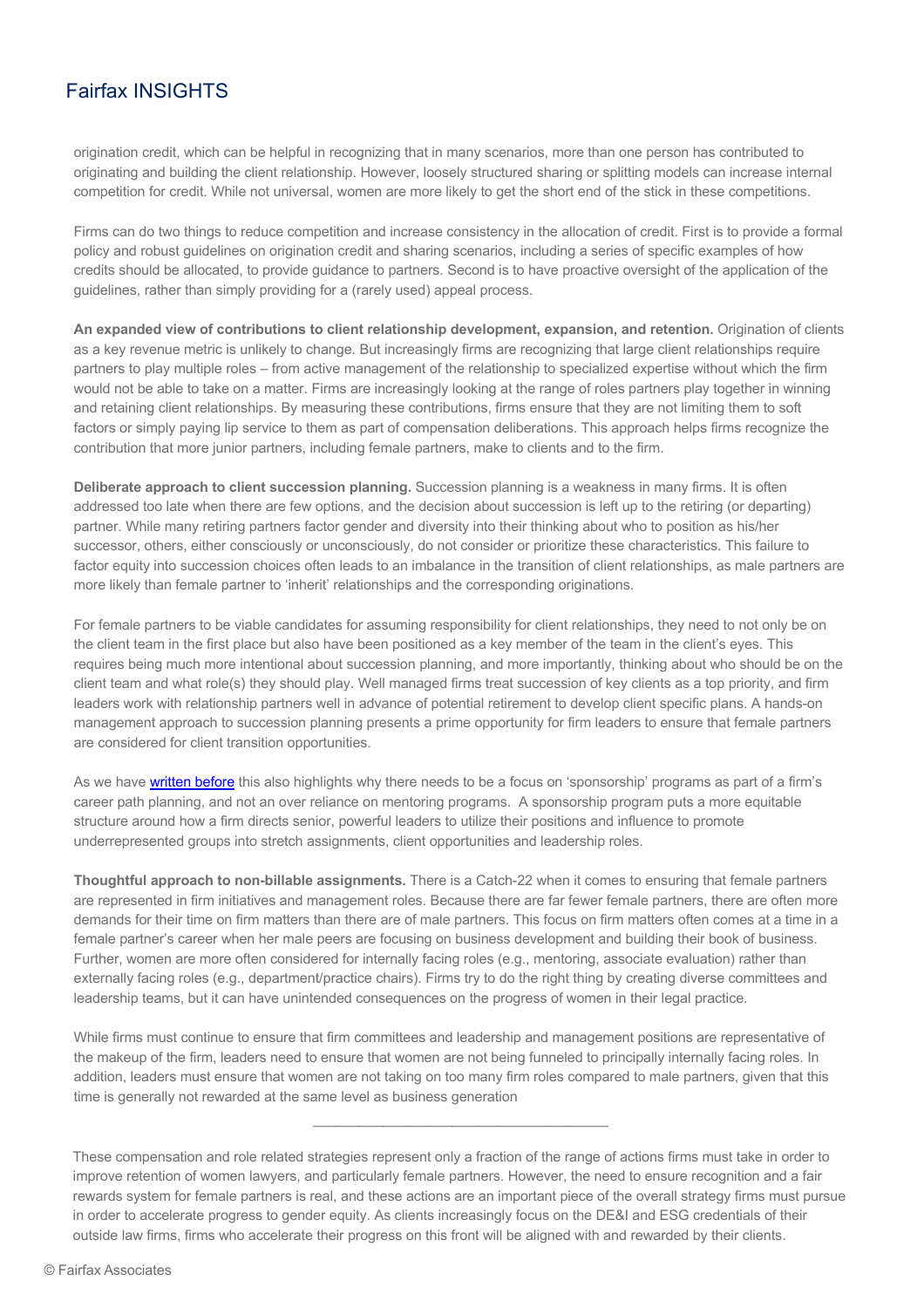origination credit, which can be helpful in recognizing that in many scenarios, more than one person has contributed to originating and building the client relationship. However, loosely structured sharing or splitting models can increase internal competition for credit. While not universal, women are more likely to get the short end of the stick in these competitions.

Firms can do two things to reduce competition and increase consistency in the allocation of credit. First is to provide a formal policy and robust guidelines on origination credit and sharing scenarios, including a series of specific examples of how credits should be allocated, to provide guidance to partners. Second is to have proactive oversight of the application of the guidelines, rather than simply providing for a (rarely used) appeal process.

**An expanded view of contributions to client relationship development, expansion, and retention.** Origination of clients as a key revenue metric is unlikely to change. But increasingly firms are recognizing that large client relationships require partners to play multiple roles – from active management of the relationship to specialized expertise without which the firm would not be able to take on a matter. Firms are increasingly looking at the range of roles partners play together in winning and retaining client relationships. By measuring these contributions, firms ensure that they are not limiting them to soft factors or simply paying lip service to them as part of compensation deliberations. This approach helps firms recognize the contribution that more junior partners, including female partners, make to clients and to the firm.

**Deliberate approach to client succession planning.** Succession planning is a weakness in many firms. It is often addressed too late when there are few options, and the decision about succession is left up to the retiring (or departing) partner. While many retiring partners factor gender and diversity into their thinking about who to position as his/her successor, others, either consciously or unconsciously, do not consider or prioritize these characteristics. This failure to factor equity into succession choices often leads to an imbalance in the transition of client relationships, as male partners are more likely than female partner to 'inherit' relationships and the corresponding originations.

For female partners to be viable candidates for assuming responsibility for client relationships, they need to not only be on the client team in the first place but also have been positioned as a key member of the team in the client's eyes. This requires being much more intentional about succession planning, and more importantly, thinking about who should be on the client team and what role(s) they should play. Well managed firms treat succession of key clients as a top priority, and firm leaders work with relationship partners well in advance of potential retirement to develop client specific plans. A hands-on management approach to succession planning presents a prime opportunity for firm leaders to ensure that female partners are considered for client transition opportunities.

As we have written before this also highlights why there needs to be a focus on 'sponsorship' programs as part of a firm's career path planning, and not an over reliance on mentoring programs. A sponsorship program puts a more equitable structure around how a firm directs senior, powerful leaders to utilize their positions and influence to promote underrepresented groups into stretch assignments, client opportunities and leadership roles.

**Thoughtful approach to non-billable assignments.** There is a Catch-22 when it comes to ensuring that female partners are represented in firm initiatives and management roles. Because there are far fewer female partners, there are often more demands for their time on firm matters than there are of male partners. This focus on firm matters often comes at a time in a female partner's career when her male peers are focusing on business development and building their book of business. Further, women are more often considered for internally facing roles (e.g., mentoring, associate evaluation) rather than externally facing roles (e.g., department/practice chairs). Firms try to do the right thing by creating diverse committees and leadership teams, but it can have unintended consequences on the progress of women in their legal practice.

While firms must continue to ensure that firm committees and leadership and management positions are representative of the makeup of the firm, leaders need to ensure that women are not being funneled to principally internally facing roles. In addition, leaders must ensure that women are not taking on too many firm roles compared to male partners, given that this time is generally not rewarded at the same level as business generation

---

These compensation and role related strategies represent only a fraction of the range of actions firms must take in order to improve retention of women lawyers, and particularly female partners. However, the need to ensure recognition and a fair rewards system for female partners is real, and these actions are an important piece of the overall strategy firms must pursue in order to accelerate progress to gender equity. As clients increasingly focus on the DE&I and ESG credentials of their outside law firms, firms who accelerate their progress on this front will be aligned with and rewarded by their clients.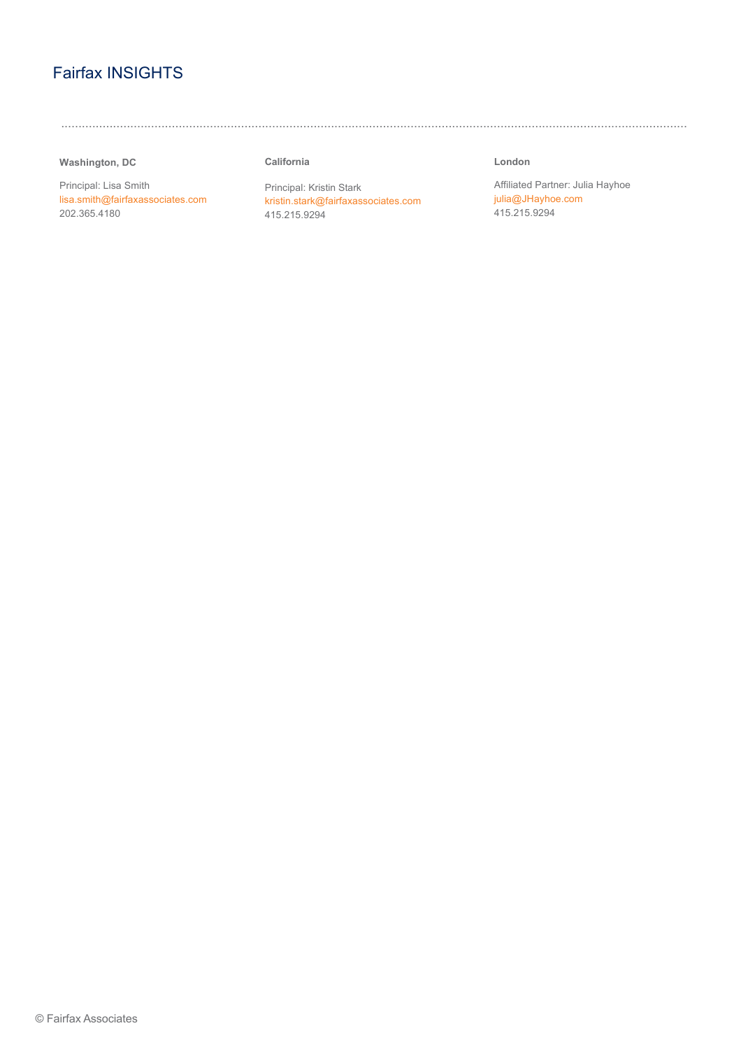Fairfax INSIGHTS

**Washington, DC**

Principal: Lisa Smith
lisa.smith@fairfaxassociates.com
202.365.4180

**California**

Principal: Kristin Stark
kristin.stark@fairfaxassociates.com
415.215.9294

**London**

Affiliated Partner: Julia Hayhoe
julia@JHayhoe.com
415.215.9294

© Fairfax Associates